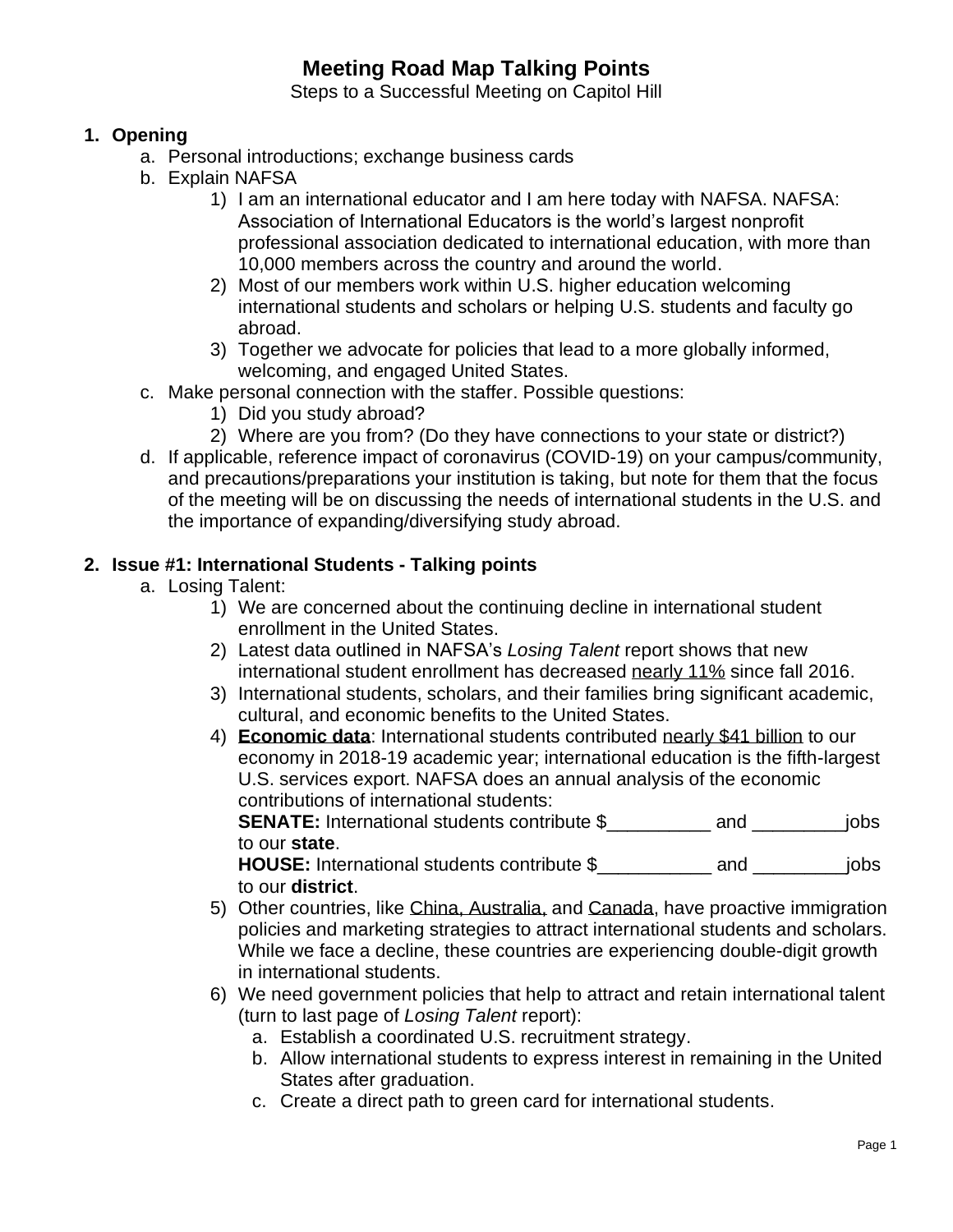# Meeting Road Map Talking Points

Steps to a Successful Meeting on Capitol Hill

1. **Opening**
   a. Personal introductions; exchange business cards
   b. Explain NAFSA
      1) I am an international educator and I am here today with NAFSA. NAFSA: Association of International Educators is the world's largest nonprofit professional association dedicated to international education, with more than 10,000 members across the country and around the world.
      2) Most of our members work within U.S. higher education welcoming international students and scholars or helping U.S. students and faculty go abroad.
      3) Together we advocate for policies that lead to a more globally informed, welcoming, and engaged United States.
   c. Make personal connection with the staffer. Possible questions:
      1) Did you study abroad?
      2) Where are you from? (Do they have connections to your state or district?)
   d. If applicable, reference impact of coronavirus (COVID-19) on your campus/community, and precautions/preparations your institution is taking, but note for them that the focus of the meeting will be on discussing the needs of international students in the U.S. and the importance of expanding/diversifying study abroad.

2. **Issue #1: International Students - Talking points**
   a. Losing Talent:
      1) We are concerned about the continuing decline in international student enrollment in the United States.
      2) Latest data outlined in NAFSA's *Losing Talent* report shows that new international student enrollment has decreased nearly 11% since fall 2016.
      3) International students, scholars, and their families bring significant academic, cultural, and economic benefits to the United States.
      4) **Economic data**: International students contributed nearly $41 billion to our economy in 2018-19 academic year; international education is the fifth-largest U.S. services export. NAFSA does an annual analysis of the economic contributions of international students:
         **SENATE:** International students contribute $__________ and _________jobs to our **state**.
         **HOUSE:** International students contribute $___________ and _________jobs to our **district**.
      5) Other countries, like China, Australia, and Canada, have proactive immigration policies and marketing strategies to attract international students and scholars. While we face a decline, these countries are experiencing double-digit growth in international students.
      6) We need government policies that help to attract and retain international talent (turn to last page of *Losing Talent* report):
         a. Establish a coordinated U.S. recruitment strategy.
         b. Allow international students to express interest in remaining in the United States after graduation.
         c. Create a direct path to green card for international students.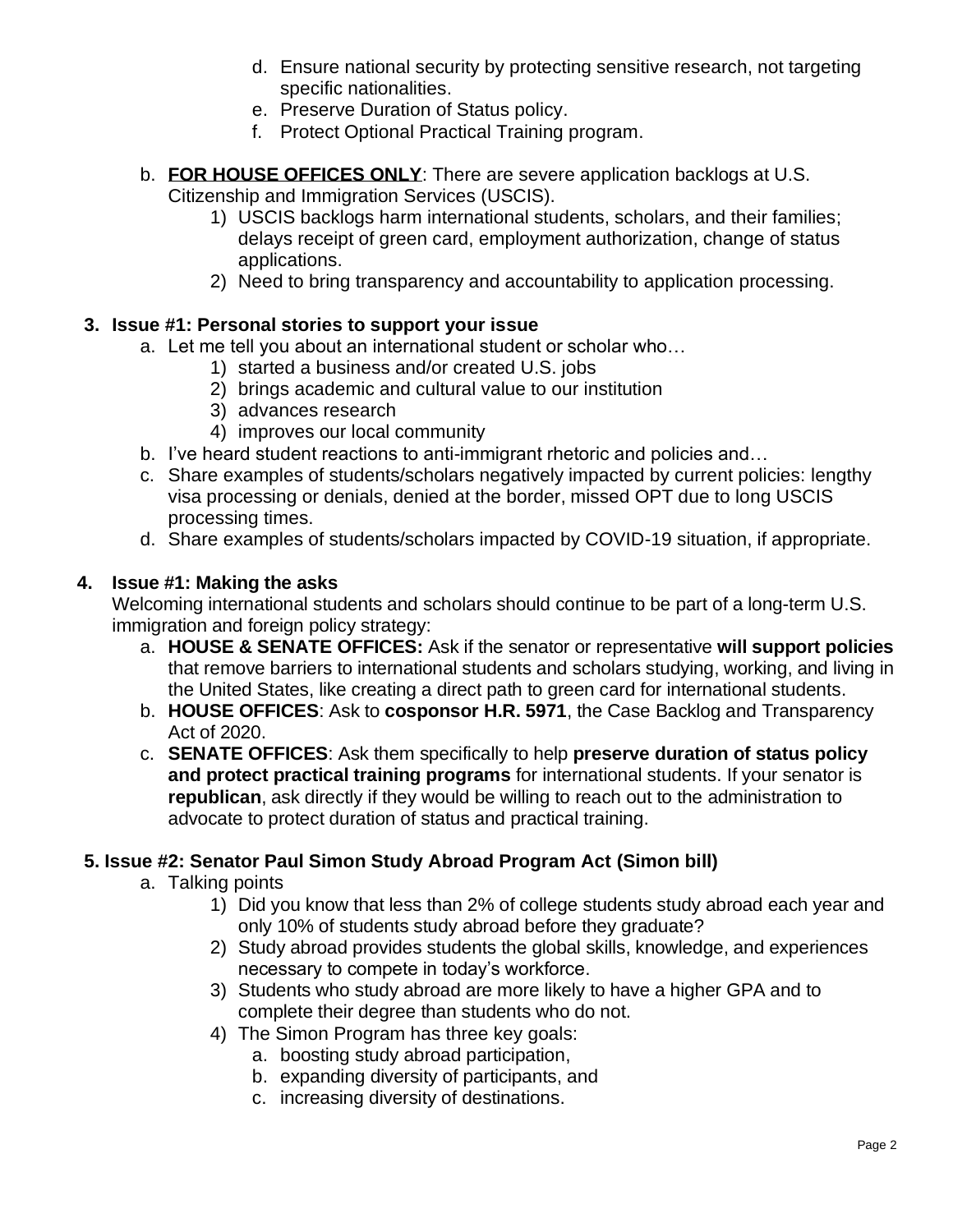d. Ensure national security by protecting sensitive research, not targeting specific nationalities.
   e. Preserve Duration of Status policy.
   f. Protect Optional Practical Training program.

b. **FOR HOUSE OFFICES ONLY**: There are severe application backlogs at U.S. Citizenship and Immigration Services (USCIS).
   1) USCIS backlogs harm international students, scholars, and their families; delays receipt of green card, employment authorization, change of status applications.
   2) Need to bring transparency and accountability to application processing.

**3. Issue #1: Personal stories to support your issue**

a. Let me tell you about an international student or scholar who…
   1) started a business and/or created U.S. jobs
   2) brings academic and cultural value to our institution
   3) advances research
   4) improves our local community
b. I've heard student reactions to anti-immigrant rhetoric and policies and…
c. Share examples of students/scholars negatively impacted by current policies: lengthy visa processing or denials, denied at the border, missed OPT due to long USCIS processing times.
d. Share examples of students/scholars impacted by COVID-19 situation, if appropriate.

**4. Issue #1: Making the asks**

Welcoming international students and scholars should continue to be part of a long-term U.S. immigration and foreign policy strategy:

a. **HOUSE & SENATE OFFICES:** Ask if the senator or representative **will support policies** that remove barriers to international students and scholars studying, working, and living in the United States, like creating a direct path to green card for international students.
b. **HOUSE OFFICES**: Ask to **cosponsor H.R. 5971**, the Case Backlog and Transparency Act of 2020.
c. **SENATE OFFICES**: Ask them specifically to help **preserve duration of status policy and protect practical training programs** for international students. If your senator is **republican**, ask directly if they would be willing to reach out to the administration to advocate to protect duration of status and practical training.

**5. Issue #2: Senator Paul Simon Study Abroad Program Act (Simon bill)**

a. Talking points
   1) Did you know that less than 2% of college students study abroad each year and only 10% of students study abroad before they graduate?
   2) Study abroad provides students the global skills, knowledge, and experiences necessary to compete in today's workforce.
   3) Students who study abroad are more likely to have a higher GPA and to complete their degree than students who do not.
   4) The Simon Program has three key goals:
      a. boosting study abroad participation,
      b. expanding diversity of participants, and
      c. increasing diversity of destinations.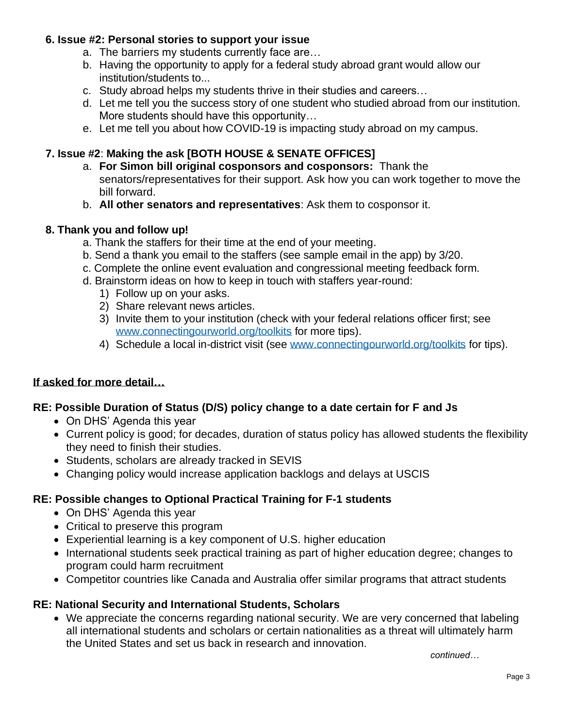**6. Issue #2: Personal stories to support your issue**

a. The barriers my students currently face are…
b. Having the opportunity to apply for a federal study abroad grant would allow our institution/students to...
c. Study abroad helps my students thrive in their studies and careers…
d. Let me tell you the success story of one student who studied abroad from our institution. More students should have this opportunity…
e. Let me tell you about how COVID-19 is impacting study abroad on my campus.

**7. Issue #2**: **Making the ask [BOTH HOUSE & SENATE OFFICES]**

a. **For Simon bill original cosponsors and cosponsors:** Thank the senators/representatives for their support. Ask how you can work together to move the bill forward.
b. **All other senators and representatives**: Ask them to cosponsor it.

**8. Thank you and follow up!**

a. Thank the staffers for their time at the end of your meeting.
b. Send a thank you email to the staffers (see sample email in the app) by 3/20.
c. Complete the online event evaluation and congressional meeting feedback form.
d. Brainstorm ideas on how to keep in touch with staffers year-round:
   1) Follow up on your asks.
   2) Share relevant news articles.
   3) Invite them to your institution (check with your federal relations officer first; see [www.connectingourworld.org/toolkits](www.connectingourworld.org/toolkits) for more tips).
   4) Schedule a local in-district visit (see [www.connectingourworld.org/toolkits](www.connectingourworld.org/toolkits) for tips).

**If asked for more detail…**

**RE: Possible Duration of Status (D/S) policy change to a date certain for F and Js**

- On DHS' Agenda this year
- Current policy is good; for decades, duration of status policy has allowed students the flexibility they need to finish their studies.
- Students, scholars are already tracked in SEVIS
- Changing policy would increase application backlogs and delays at USCIS

**RE: Possible changes to Optional Practical Training for F-1 students**

- On DHS' Agenda this year
- Critical to preserve this program
- Experiential learning is a key component of U.S. higher education
- International students seek practical training as part of higher education degree; changes to program could harm recruitment
- Competitor countries like Canada and Australia offer similar programs that attract students

**RE: National Security and International Students, Scholars**

- We appreciate the concerns regarding national security. We are very concerned that labeling all international students and scholars or certain nationalities as a threat will ultimately harm the United States and set us back in research and innovation.

*continued…*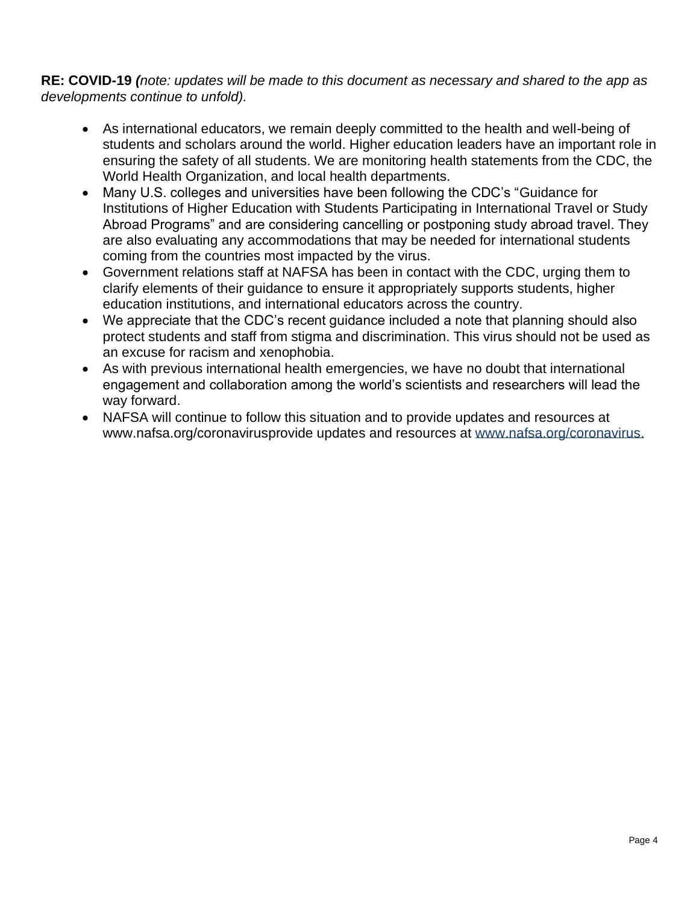**RE: COVID-19 (***note: updates will be made to this document as necessary and shared to the app as developments continue to unfold).*

- As international educators, we remain deeply committed to the health and well-being of students and scholars around the world. Higher education leaders have an important role in ensuring the safety of all students. We are monitoring health statements from the CDC, the World Health Organization, and local health departments.
- Many U.S. colleges and universities have been following the CDC's "Guidance for Institutions of Higher Education with Students Participating in International Travel or Study Abroad Programs" and are considering cancelling or postponing study abroad travel. They are also evaluating any accommodations that may be needed for international students coming from the countries most impacted by the virus.
- Government relations staff at NAFSA has been in contact with the CDC, urging them to clarify elements of their guidance to ensure it appropriately supports students, higher education institutions, and international educators across the country.
- We appreciate that the CDC's recent guidance included a note that planning should also protect students and staff from stigma and discrimination. This virus should not be used as an excuse for racism and xenophobia.
- As with previous international health emergencies, we have no doubt that international engagement and collaboration among the world's scientists and researchers will lead the way forward.
- NAFSA will continue to follow this situation and to provide updates and resources at www.nafsa.org/coronavirusprovide updates and resources at [www.nafsa.org/coronavirus.](www.nafsa.org/coronavirus)